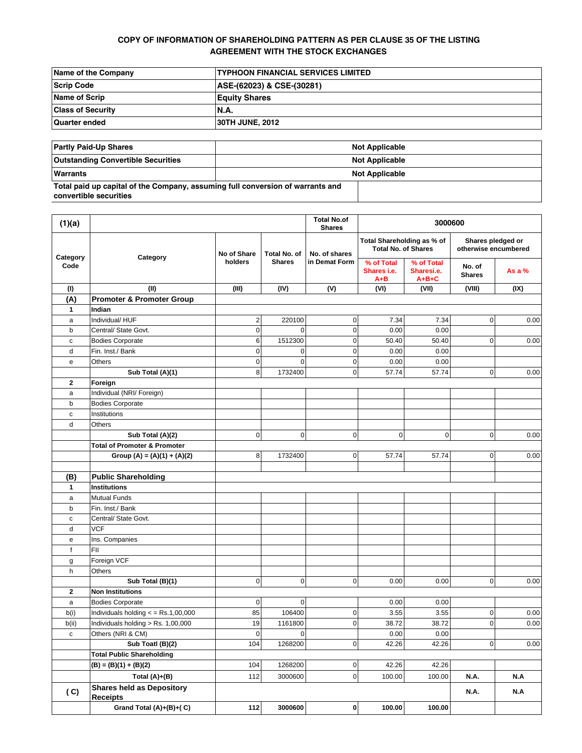**COPY OF INFORMATION OF SHAREHOLDING PATTERN AS PER CLAUSE 35 OF THE LISTING AGREEMENT WITH THE STOCK EXCHANGES**

| Name of the Company | TYPHOON FINANCIAL SERVICES LIMITED |
|---|---|
| Scrip Code | ASE-(62023) & CSE-(30281) |
| Name of Scrip | Equity Shares |
| Class of Security | N.A. |
| Quarter ended | 30TH JUNE, 2012 |

| Partly Paid-Up Shares | Not Applicable |
|---|---|
| Outstanding Convertible Securities | Not Applicable |
| Warrants | Not Applicable |
| Total paid up capital of the Company, assuming full conversion of warrants and convertible securities | |

| (1)(a) | | | | Total No.of Shares | 3000600 | | | |
|---|---|---|---|---|---|---|---|---|
| Category Code | Category | No of Share holders | Total No. of Shares | No. of shares in Demat Form | Total Shareholding as % of Total No. of Shares | | Shares pledged or otherwise encumbered | |
| | | | | | % of Total Shares i.e. A+B | % of Total Sharesi.e. A+B+C | No. of Shares | As a % |
| (I) | (II) | (III) | (IV) | (V) | (VI) | (VII) | (VIII) | (IX) |
| (A) | Promoter & Promoter Group | | | | | | | |
| 1 | Indian | | | | | | | |
| a | Individual/ HUF | 2 | 220100 | 0 | 7.34 | 7.34 | 0 | 0.00 |
| b | Central/ State Govt. | 0 | 0 | 0 | 0.00 | 0.00 | | |
| c | Bodies Corporate | 6 | 1512300 | 0 | 50.40 | 50.40 | 0 | 0.00 |
| d | Fin. Inst./ Bank | 0 | 0 | 0 | 0.00 | 0.00 | | |
| e | Others | 0 | 0 | 0 | 0.00 | 0.00 | | |
| | Sub Total (A)(1) | 8 | 1732400 | 0 | 57.74 | 57.74 | 0 | 0.00 |
| 2 | Foreign | | | | | | | |
| a | Individual (NRI/ Foreign) | | | | | | | |
| b | Bodies Corporate | | | | | | | |
| c | Institutions | | | | | | | |
| d | Others | | | | | | | |
| | Sub Total (A)(2) | 0 | 0 | 0 | 0 | 0 | 0 | 0.00 |
| | Total of Promoter & Promoter Group (A) = (A)(1) + (A)(2) | 8 | 1732400 | 0 | 57.74 | 57.74 | 0 | 0.00 |
| | | | | | | | | |
| (B) | Public Shareholding | | | | | | | |
| 1 | Institutions | | | | | | | |
| a | Mutual Funds | | | | | | | |
| b | Fin. Inst./ Bank | | | | | | | |
| c | Central/ State Govt. | | | | | | | |
| d | VCF | | | | | | | |
| e | Ins. Companies | | | | | | | |
| f | FII | | | | | | | |
| g | Foreign VCF | | | | | | | |
| h | Others | | | | | | | |
| | Sub Total (B)(1) | 0 | 0 | 0 | 0.00 | 0.00 | 0 | 0.00 |
| 2 | Non Institutions | | | | | | | |
| a | Bodies Corporate | 0 | 0 | | 0.00 | 0.00 | | |
| b(i) | Individuals holding < = Rs.1,00,000 | 85 | 106400 | 0 | 3.55 | 3.55 | 0 | 0.00 |
| b(ii) | Individuals holding > Rs. 1,00,000 | 19 | 1161800 | 0 | 38.72 | 38.72 | 0 | 0.00 |
| c | Others (NRI & CM) | 0 | 0 | | 0.00 | 0.00 | | |
| | Sub Toatl (B)(2) | 104 | 1268200 | 0 | 42.26 | 42.26 | 0 | 0.00 |
| | Total Public Shareholding (B) = (B)(1) + (B)(2) | 104 | 1268200 | 0 | 42.26 | 42.26 | | |
| | Total (A)+(B) | 112 | 3000600 | 0 | 100.00 | 100.00 | N.A. | N.A |
| ( C) | Shares held as Depository Receipts | | | | | | N.A. | N.A |
| | **Grand Total (A)+(B)+( C)** | **112** | **3000600** | **0** | **100.00** | **100.00** | | |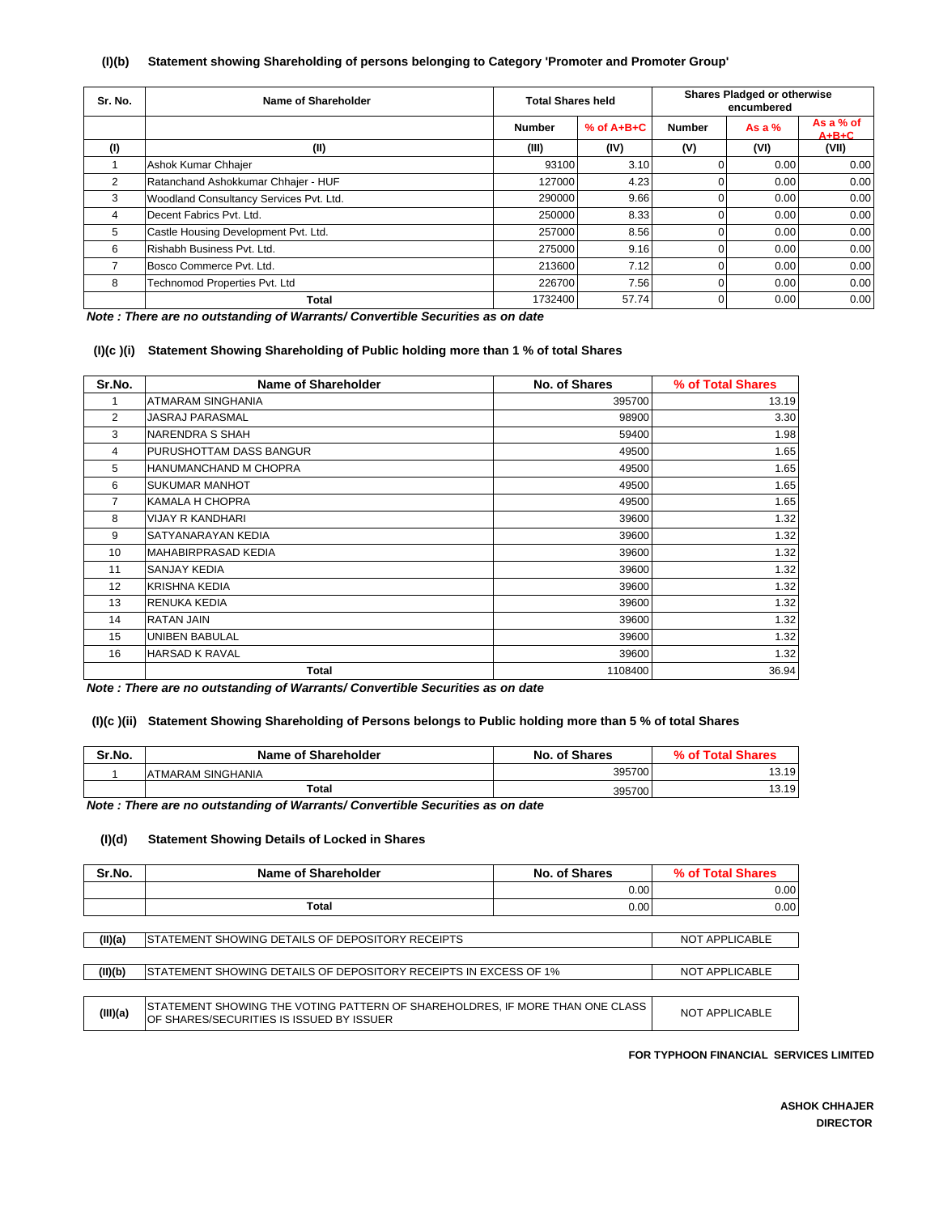**(I)(b) Statement showing Shareholding of persons belonging to Category 'Promoter and Promoter Group'**

| Sr. No. | Name of Shareholder | Total Shares held | | Shares Pladged or otherwise encumbered | | |
|---|---|---|---|---|---|---|
| | | Number | % of A+B+C | Number | As a % | As a % of A+B+C |
| (I) | (II) | (III) | (IV) | (V) | (VI) | (VII) |
| 1 | Ashok Kumar Chhajer | 93100 | 3.10 | 0 | 0.00 | 0.00 |
| 2 | Ratanchand Ashokkumar Chhajer - HUF | 127000 | 4.23 | 0 | 0.00 | 0.00 |
| 3 | Woodland Consultancy Services Pvt. Ltd. | 290000 | 9.66 | 0 | 0.00 | 0.00 |
| 4 | Decent Fabrics Pvt. Ltd. | 250000 | 8.33 | 0 | 0.00 | 0.00 |
| 5 | Castle Housing Development Pvt. Ltd. | 257000 | 8.56 | 0 | 0.00 | 0.00 |
| 6 | Rishabh Business Pvt. Ltd. | 275000 | 9.16 | 0 | 0.00 | 0.00 |
| 7 | Bosco Commerce Pvt. Ltd. | 213600 | 7.12 | 0 | 0.00 | 0.00 |
| 8 | Technomod Properties Pvt. Ltd | 226700 | 7.56 | 0 | 0.00 | 0.00 |
| | **Total** | 1732400 | 57.74 | 0 | 0.00 | 0.00 |

***Note : There are no outstanding of Warrants/ Convertible Securities as on date***

**(I)(c )(i) Statement Showing Shareholding of Public holding more than 1 % of total Shares**

| Sr.No. | Name of Shareholder | No. of Shares | % of Total Shares |
|---|---|---|---|
| 1 | ATMARAM SINGHANIA | 395700 | 13.19 |
| 2 | JASRAJ PARASMAL | 98900 | 3.30 |
| 3 | NARENDRA S SHAH | 59400 | 1.98 |
| 4 | PURUSHOTTAM DASS BANGUR | 49500 | 1.65 |
| 5 | HANUMANCHAND M CHOPRA | 49500 | 1.65 |
| 6 | SUKUMAR MANHOT | 49500 | 1.65 |
| 7 | KAMALA H CHOPRA | 49500 | 1.65 |
| 8 | VIJAY R KANDHARI | 39600 | 1.32 |
| 9 | SATYANARAYAN KEDIA | 39600 | 1.32 |
| 10 | MAHABIRPRASAD KEDIA | 39600 | 1.32 |
| 11 | SANJAY KEDIA | 39600 | 1.32 |
| 12 | KRISHNA KEDIA | 39600 | 1.32 |
| 13 | RENUKA KEDIA | 39600 | 1.32 |
| 14 | RATAN JAIN | 39600 | 1.32 |
| 15 | UNIBEN BABULAL | 39600 | 1.32 |
| 16 | HARSAD K RAVAL | 39600 | 1.32 |
| | **Total** | 1108400 | 36.94 |

***Note : There are no outstanding of Warrants/ Convertible Securities as on date***

**(I)(c )(ii) Statement Showing Shareholding of Persons belongs to Public holding more than 5 % of total Shares**

| Sr.No. | Name of Shareholder | No. of Shares | % of Total Shares |
|---|---|---|---|
| 1 | ATMARAM SINGHANIA | 395700 | 13.19 |
| | **Total** | 395700 | 13.19 |

***Note : There are no outstanding of Warrants/ Convertible Securities as on date***

**(I)(d) Statement Showing Details of Locked in Shares**

| Sr.No. | Name of Shareholder | No. of Shares | % of Total Shares |
|---|---|---|---|
| | | 0.00 | 0.00 |
| | **Total** | 0.00 | 0.00 |

| | | |
|---|---|---|
| **(II)(a)** | STATEMENT SHOWING DETAILS OF DEPOSITORY RECEIPTS | NOT APPLICABLE |
| **(II)(b)** | STATEMENT SHOWING DETAILS OF DEPOSITORY RECEIPTS IN EXCESS OF 1% | NOT APPLICABLE |
| **(III)(a)** | STATEMENT SHOWING THE VOTING PATTERN OF SHAREHOLDRES, IF MORE THAN ONE CLASS OF SHARES/SECURITIES IS ISSUED BY ISSUER | NOT APPLICABLE |

**FOR TYPHOON FINANCIAL SERVICES LIMITED**

**ASHOK CHHAJER**
**DIRECTOR**